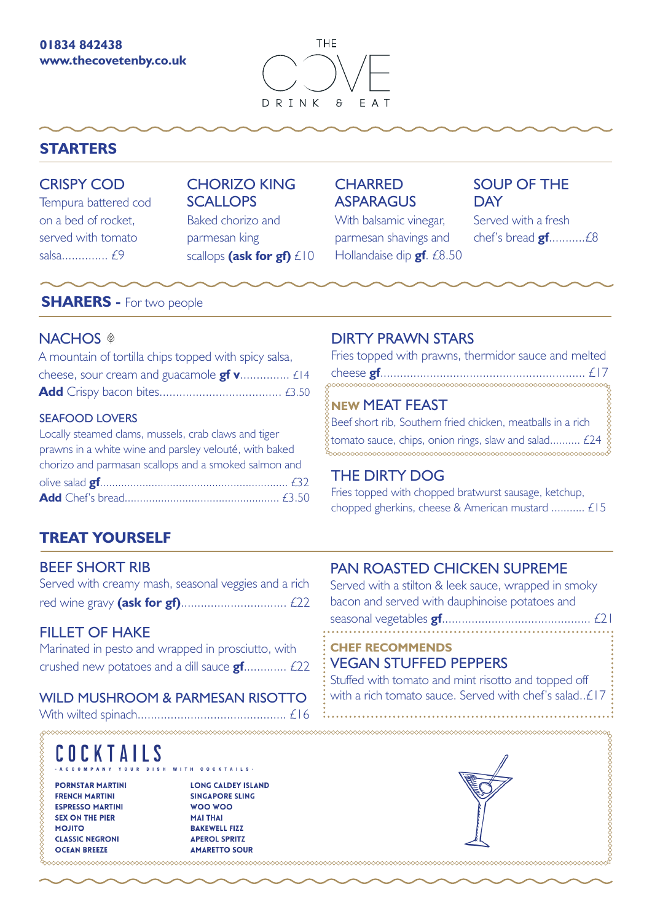**01834 842438**
**www.thecovetenby.co.uk**

# THE COVE
DRINK & EAT

## STARTERS

### CRISPY COD
Tempura battered cod on a bed of rocket, served with tomato salsa.............. £9

### CHORIZO KING SCALLOPS
Baked chorizo and parmesan king scallops **(ask for gf)** £10

### CHARRED ASPARAGUS
With balsamic vinegar, parmesan shavings and Hollandaise dip **gf**. £8.50

### SOUP OF THE DAY
Served with a fresh chef's bread **gf**...........£8

## SHARERS - For two people

### NACHOS
A mountain of tortilla chips topped with spicy salsa, cheese, sour cream and guacamole **gf v**............... £14
**Add** Crispy bacon bites..................................... £3.50

### SEAFOOD LOVERS
Locally steamed clams, mussels, crab claws and tiger prawns in a white wine and parsley velouté, with baked chorizo and parmasan scallops and a smoked salmon and olive salad **gf**............................................................ £32
**Add** Chef's bread.................................................. £3.50

### DIRTY PRAWN STARS
Fries topped with prawns, thermidor sauce and melted cheese **gf**............................................................ £17

### NEW MEAT FEAST
Beef short rib, Southern fried chicken, meatballs in a rich tomato sauce, chips, onion rings, slaw and salad.......... £24

### THE DIRTY DOG
Fries topped with chopped bratwurst sausage, ketchup, chopped gherkins, cheese & American mustard ........... £15

## TREAT YOURSELF

### BEEF SHORT RIB
Served with creamy mash, seasonal veggies and a rich red wine gravy **(ask for gf)**................................ £22

### FILLET OF HAKE
Marinated in pesto and wrapped in prosciutto, with crushed new potatoes and a dill sauce **gf**............. £22

### WILD MUSHROOM & PARMESAN RISOTTO
With wilted spinach............................................. £16

### PAN ROASTED CHICKEN SUPREME
Served with a stilton & leek sauce, wrapped in smoky bacon and served with dauphinoise potatoes and seasonal vegetables **gf**............................................. £21

**CHEF RECOMMENDS**

### VEGAN STUFFED PEPPERS
Stuffed with tomato and mint risotto and topped off with a rich tomato sauce. Served with chef's salad..£17

## COCKTAILS
- ACCOMPANY YOUR DISH WITH COCKTAILS -

- PORNSTAR MARTINI
- FRENCH MARTINI
- ESPRESSO MARTINI
- SEX ON THE PIER
- MOJITO
- CLASSIC NEGRONI
- OCEAN BREEZE
- LONG CALDEY ISLAND
- SINGAPORE SLING
- WOO WOO
- MAI THAI
- BAKEWELL FIZZ
- APEROL SPRITZ
- AMARETTO SOUR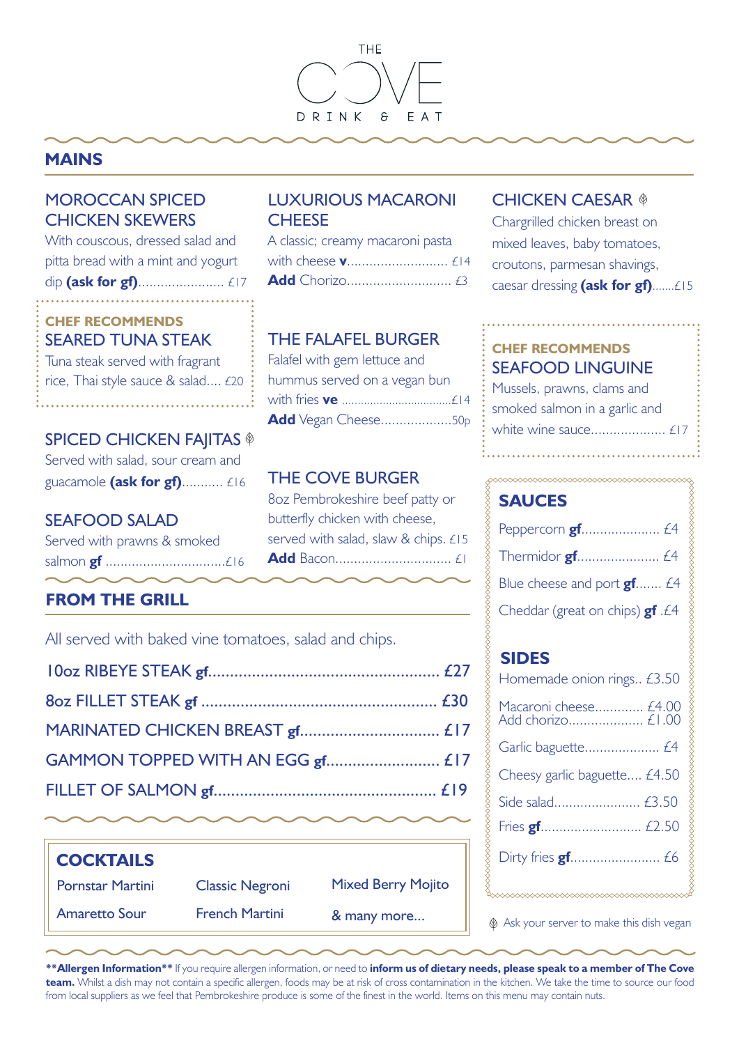# THE COVE

DRINK & EAT

## MAINS

### MOROCCAN SPICED CHICKEN SKEWERS

With couscous, dressed salad and pitta bread with a mint and yogurt dip **(ask for gf)**....................... £17

**CHEF RECOMMENDS**

### SEARED TUNA STEAK

Tuna steak served with fragrant rice, Thai style sauce & salad.... £20

### SPICED CHICKEN FAJITAS ❁

Served with salad, sour cream and guacamole **(ask for gf)**........... £16

### SEAFOOD SALAD

Served with prawns & smoked salmon **gf** ................................£16

### LUXURIOUS MACARONI CHEESE

A classic; creamy macaroni pasta with cheese **v**........................... £14

**Add** Chorizo............................ £3

### THE FALAFEL BURGER

Falafel with gem lettuce and hummus served on a vegan bun with fries **ve** ..................................£14

**Add** Vegan Cheese...................50p

### THE COVE BURGER

8oz Pembrokeshire beef patty or butterfly chicken with cheese, served with salad, slaw & chips. £15

**Add** Bacon............................... £1

### CHICKEN CAESAR ❁

Chargrilled chicken breast on mixed leaves, baby tomatoes, croutons, parmesan shavings, caesar dressing **(ask for gf)**.......£15

**CHEF RECOMMENDS**

### SEAFOOD LINGUINE

Mussels, prawns, clams and smoked salmon in a garlic and white wine sauce.................... £17

## FROM THE GRILL

All served with baked vine tomatoes, salad and chips.

- 10oz RIBEYE STEAK **gf**.................................................... £27
- 8oz FILLET STEAK **gf** .................................................... £30
- MARINATED CHICKEN BREAST **gf**................................ £17
- GAMMON TOPPED WITH AN EGG **gf**.......................... £17
- FILLET OF SALMON **gf**.................................................. £19

## COCKTAILS

| | | |
|---|---|---|
| Pornstar Martini | Classic Negroni | Mixed Berry Mojito |
| Amaretto Sour | French Martini | & many more... |

## SAUCES

- Peppercorn **gf**..................... £4
- Thermidor **gf**...................... £4
- Blue cheese and port **gf**....... £4
- Cheddar (great on chips) **gf** .£4

## SIDES

- Homemade onion rings.. £3.50
- Macaroni cheese............. £4.00
  Add chorizo.................... £1.00
- Garlic baguette.................... £4
- Cheesy garlic baguette.... £4.50
- Side salad....................... £3.50
- Fries **gf**........................... £2.50
- Dirty fries **gf**........................ £6

❁ Ask your server to make this dish vegan

****Allergen Information**** If you require allergen information, or need to **inform us of dietary needs, please speak to a member of The Cove team.** Whilst a dish may not contain a specific allergen, foods may be at risk of cross contamination in the kitchen. We take the time to source our food from local suppliers as we feel that Pembrokeshire produce is some of the finest in the world. Items on this menu may contain nuts.